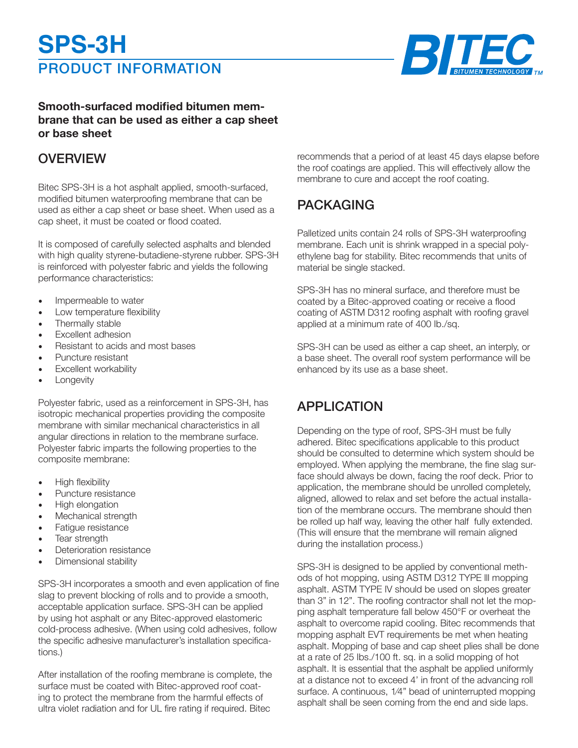# SPS-3H

## PRODUCT INFORMATION

**Smooth-surfaced modified bitumen membrane that can be used as either a cap sheet or base sheet**

## OVERVIEW

Bitec SPS-3H is a hot asphalt applied, smooth-surfaced, modified bitumen waterproofing membrane that can be used as either a cap sheet or base sheet. When used as a cap sheet, it must be coated or flood coated.

It is composed of carefully selected asphalts and blended with high quality styrene-butadiene-styrene rubber. SPS-3H is reinforced with polyester fabric and yields the following performance characteristics:

- Impermeable to water
- Low temperature flexibility
- Thermally stable
- Excellent adhesion
- Resistant to acids and most bases
- Puncture resistant
- Excellent workability
- Longevity

Polyester fabric, used as a reinforcement in SPS-3H, has isotropic mechanical properties providing the composite membrane with similar mechanical characteristics in all angular directions in relation to the membrane surface. Polyester fabric imparts the following properties to the composite membrane:

- High flexibility
- Puncture resistance
- High elongation
- Mechanical strength
- Fatigue resistance
- Tear strength
- Deterioration resistance
- Dimensional stability

SPS-3H incorporates a smooth and even application of fine slag to prevent blocking of rolls and to provide a smooth, acceptable application surface. SPS-3H can be applied by using hot asphalt or any Bitec-approved elastomeric cold-process adhesive. (When using cold adhesives, follow the specific adhesive manufacturer's installation specifications.)

After installation of the roofing membrane is complete, the surface must be coated with Bitec-approved roof coating to protect the membrane from the harmful effects of ultra violet radiation and for UL fire rating if required. Bitec recommends that a period of at least 45 days elapse before the roof coatings are applied. This will effectively allow the membrane to cure and accept the roof coating.

## PACKAGING

Palletized units contain 24 rolls of SPS-3H waterproofing membrane. Each unit is shrink wrapped in a special polyethylene bag for stability. Bitec recommends that units of material be single stacked.

SPS-3H has no mineral surface, and therefore must be coated by a Bitec-approved coating or receive a flood coating of ASTM D312 roofing asphalt with roofing gravel applied at a minimum rate of 400 lb./sq.

SPS-3H can be used as either a cap sheet, an interply, or a base sheet. The overall roof system performance will be enhanced by its use as a base sheet.

## APPLICATION

Depending on the type of roof, SPS-3H must be fully adhered. Bitec specifications applicable to this product should be consulted to determine which system should be employed. When applying the membrane, the fine slag surface should always be down, facing the roof deck. Prior to application, the membrane should be unrolled completely, aligned, allowed to relax and set before the actual installation of the membrane occurs. The membrane should then be rolled up half way, leaving the other half fully extended. (This will ensure that the membrane will remain aligned during the installation process.)

SPS-3H is designed to be applied by conventional methods of hot mopping, using ASTM D312 TYPE lll mopping asphalt. ASTM TYPE IV should be used on slopes greater than 3" in 12". The roofing contractor shall not let the mopping asphalt temperature fall below 450°F or overheat the asphalt to overcome rapid cooling. Bitec recommends that mopping asphalt EVT requirements be met when heating asphalt. Mopping of base and cap sheet plies shall be done at a rate of 25 lbs./100 ft. sq. in a solid mopping of hot asphalt. It is essential that the asphalt be applied uniformly at a distance not to exceed 4' in front of the advancing roll surface. A continuous, 1⁄4" bead of uninterrupted mopping asphalt shall be seen coming from the end and side laps.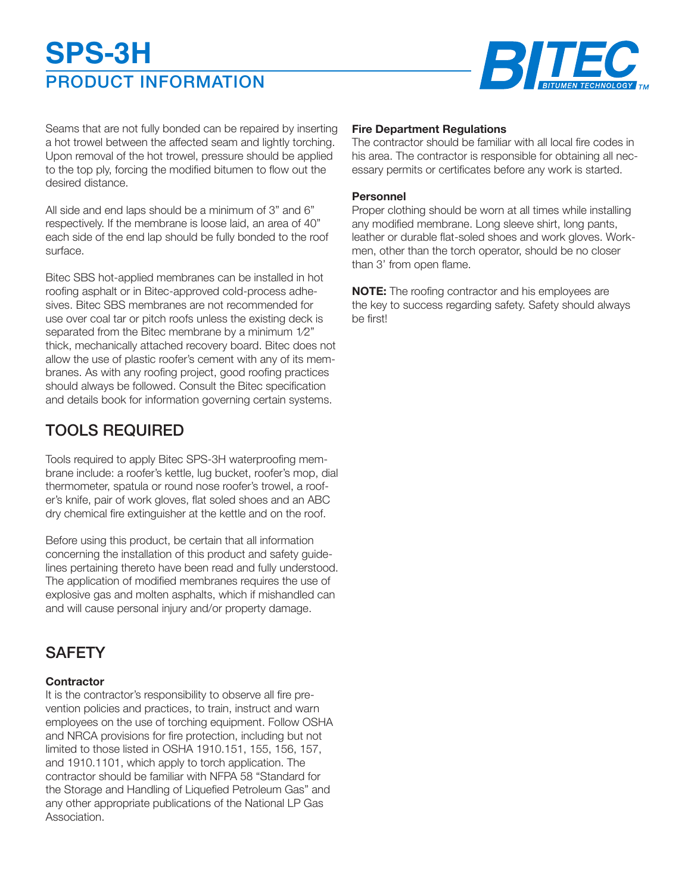# SPS-3H

## PRODUCT INFORMATION

Seams that are not fully bonded can be repaired by inserting a hot trowel between the affected seam and lightly torching. Upon removal of the hot trowel, pressure should be applied to the top ply, forcing the modified bitumen to flow out the desired distance.

All side and end laps should be a minimum of 3" and 6" respectively. If the membrane is loose laid, an area of 40" each side of the end lap should be fully bonded to the roof surface.

Bitec SBS hot-applied membranes can be installed in hot roofing asphalt or in Bitec-approved cold-process adhesives. Bitec SBS membranes are not recommended for use over coal tar or pitch roofs unless the existing deck is separated from the Bitec membrane by a minimum 1⁄2" thick, mechanically attached recovery board. Bitec does not allow the use of plastic roofer's cement with any of its membranes. As with any roofing project, good roofing practices should always be followed. Consult the Bitec specification and details book for information governing certain systems.

## TOOLS REQUIRED

Tools required to apply Bitec SPS-3H waterproofing membrane include: a roofer's kettle, lug bucket, roofer's mop, dial thermometer, spatula or round nose roofer's trowel, a roofer's knife, pair of work gloves, flat soled shoes and an ABC dry chemical fire extinguisher at the kettle and on the roof.

Before using this product, be certain that all information concerning the installation of this product and safety guidelines pertaining thereto have been read and fully understood. The application of modified membranes requires the use of explosive gas and molten asphalts, which if mishandled can and will cause personal injury and/or property damage.

## SAFETY

**Contractor**

It is the contractor's responsibility to observe all fire prevention policies and practices, to train, instruct and warn employees on the use of torching equipment. Follow OSHA and NRCA provisions for fire protection, including but not limited to those listed in OSHA 1910.151, 155, 156, 157, and 1910.1101, which apply to torch application. The contractor should be familiar with NFPA 58 "Standard for the Storage and Handling of Liquefied Petroleum Gas" and any other appropriate publications of the National LP Gas Association.

**Fire Department Regulations**

The contractor should be familiar with all local fire codes in his area. The contractor is responsible for obtaining all necessary permits or certificates before any work is started.

**Personnel**

Proper clothing should be worn at all times while installing any modified membrane. Long sleeve shirt, long pants, leather or durable flat-soled shoes and work gloves. Workmen, other than the torch operator, should be no closer than 3' from open flame.

**NOTE:** The roofing contractor and his employees are the key to success regarding safety. Safety should always be first!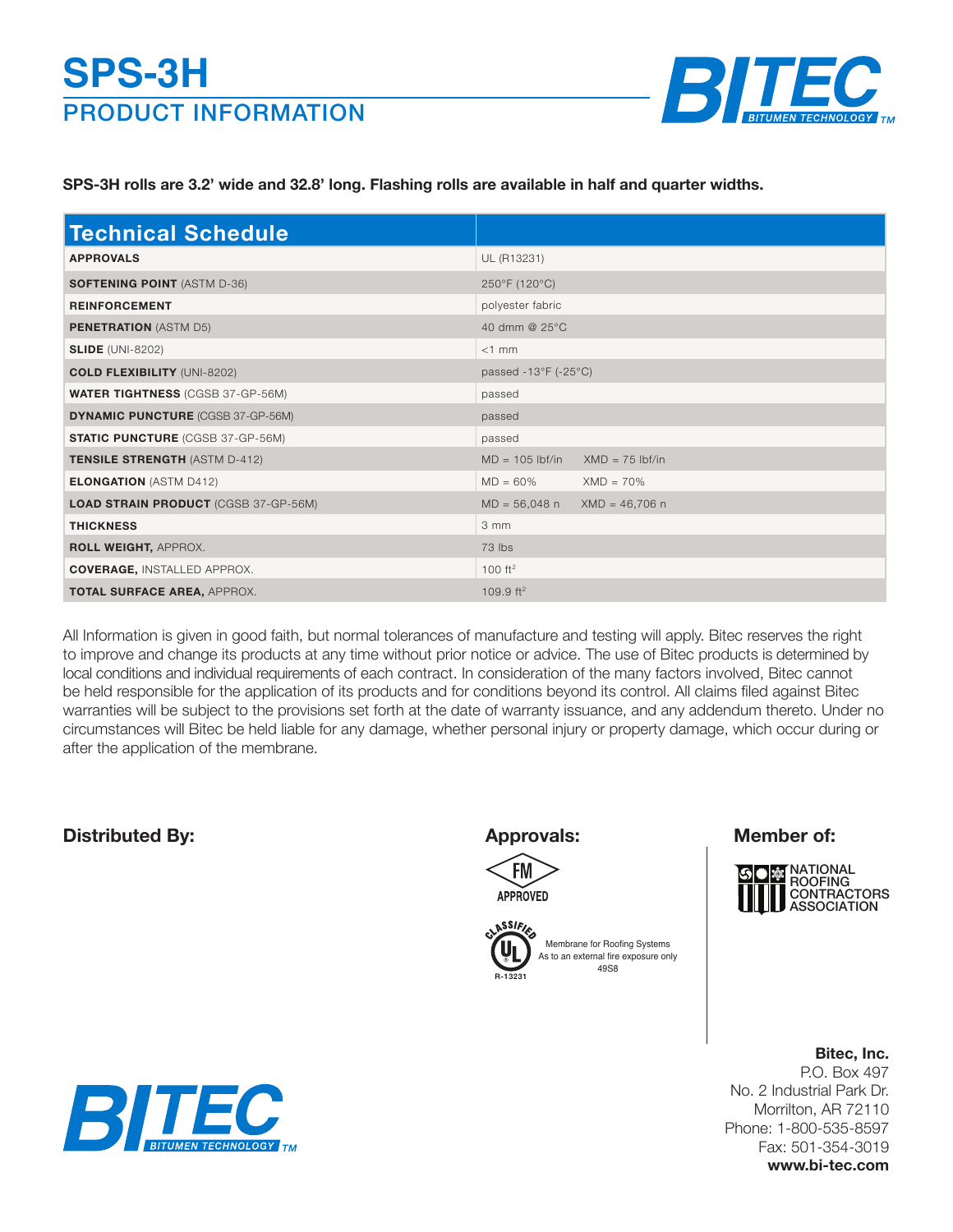# SPS-3H

## PRODUCT INFORMATION

**SPS-3H rolls are 3.2' wide and 32.8' long. Flashing rolls are available in half and quarter widths.**

| Technical Schedule | |
|---|---|
| **APPROVALS** | UL (R13231) |
| **SOFTENING POINT** (ASTM D-36) | 250°F (120°C) |
| **REINFORCEMENT** | polyester fabric |
| **PENETRATION** (ASTM D5) | 40 dmm @ 25°C |
| **SLIDE** (UNI-8202) | <1 mm |
| **COLD FLEXIBILITY** (UNI-8202) | passed -13°F (-25°C) |
| **WATER TIGHTNESS** (CGSB 37-GP-56M) | passed |
| **DYNAMIC PUNCTURE** (CGSB 37-GP-56M) | passed |
| **STATIC PUNCTURE** (CGSB 37-GP-56M) | passed |
| **TENSILE STRENGTH** (ASTM D-412) | MD = 105 lbf/in XMD = 75 lbf/in |
| **ELONGATION** (ASTM D412) | MD = 60% XMD = 70% |
| **LOAD STRAIN PRODUCT** (CGSB 37-GP-56M) | MD = 56,048 n XMD = 46,706 n |
| **THICKNESS** | 3 mm |
| **ROLL WEIGHT,** APPROX. | 73 lbs |
| **COVERAGE,** INSTALLED APPROX. | 100 $ft^2$ |
| **TOTAL SURFACE AREA,** APPROX. | 109.9 $ft^2$ |

All Information is given in good faith, but normal tolerances of manufacture and testing will apply. Bitec reserves the right to improve and change its products at any time without prior notice or advice. The use of Bitec products is determined by local conditions and individual requirements of each contract. In consideration of the many factors involved, Bitec cannot be held responsible for the application of its products and for conditions beyond its control. All claims filed against Bitec warranties will be subject to the provisions set forth at the date of warranty issuance, and any addendum thereto. Under no circumstances will Bitec be held liable for any damage, whether personal injury or property damage, which occur during or after the application of the membrane.

**Distributed By:**

**Approvals:**

FM APPROVED

CLASSIFIED UL R-13231

Membrane for Roofing Systems
As to an external fire exposure only
49S8

**Member of:**

NATIONAL ROOFING CONTRACTORS ASSOCIATION

**Bitec, Inc.**
P.O. Box 497
No. 2 Industrial Park Dr.
Morrilton, AR 72110
Phone: 1-800-535-8597
Fax: 501-354-3019
**www.bi-tec.com**